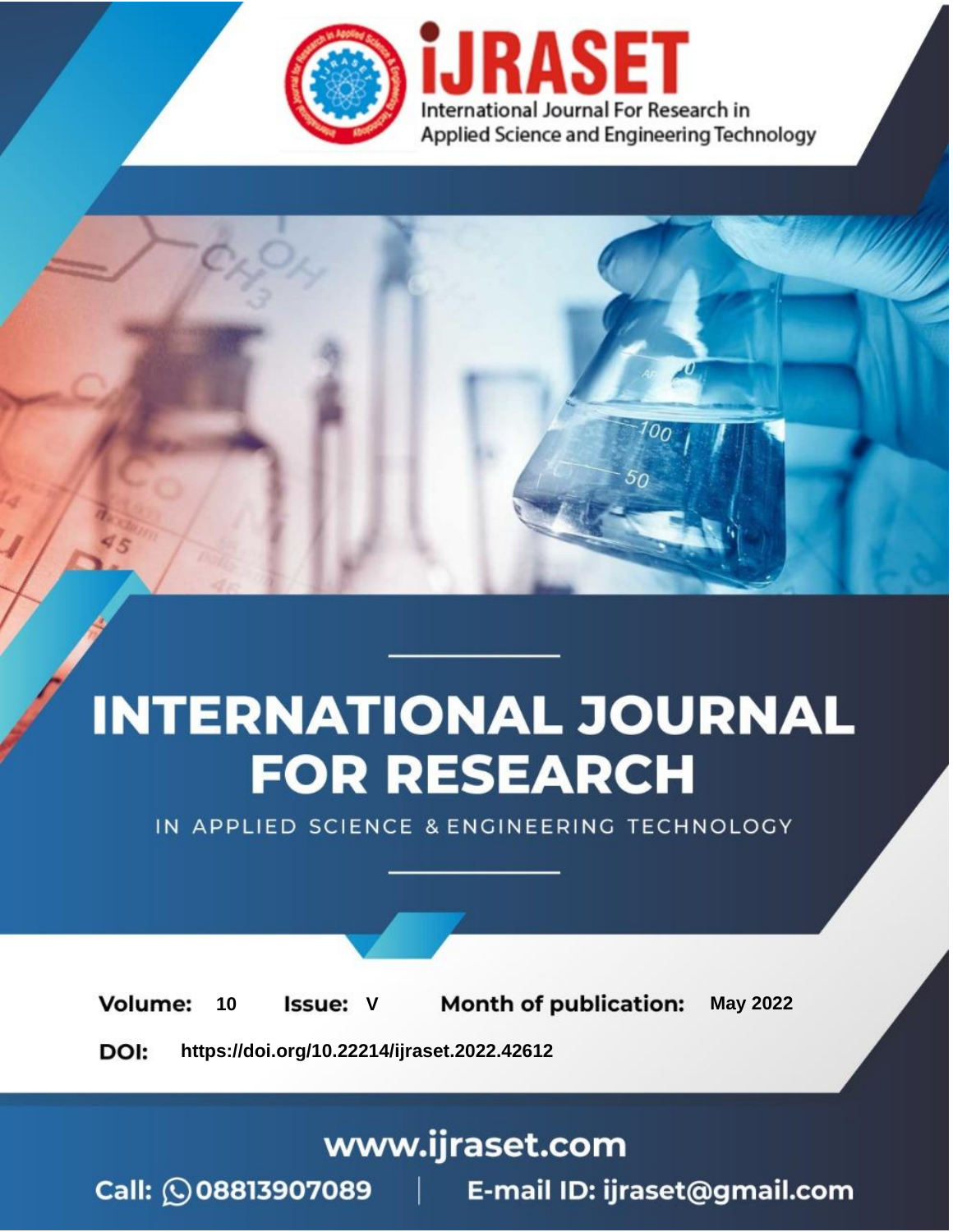# INTERNATIONAL JOURNAL FOR RESEARCH

IN APPLIED SCIENCE & ENGINEERING TECHNOLOGY

**Volume:** 10 **Issue:** V **Month of publication:** May 2022

**DOI:** https://doi.org/10.22214/ijraset.2022.42612

www.ijraset.com

Call: 08813907089 | E-mail ID: ijraset@gmail.com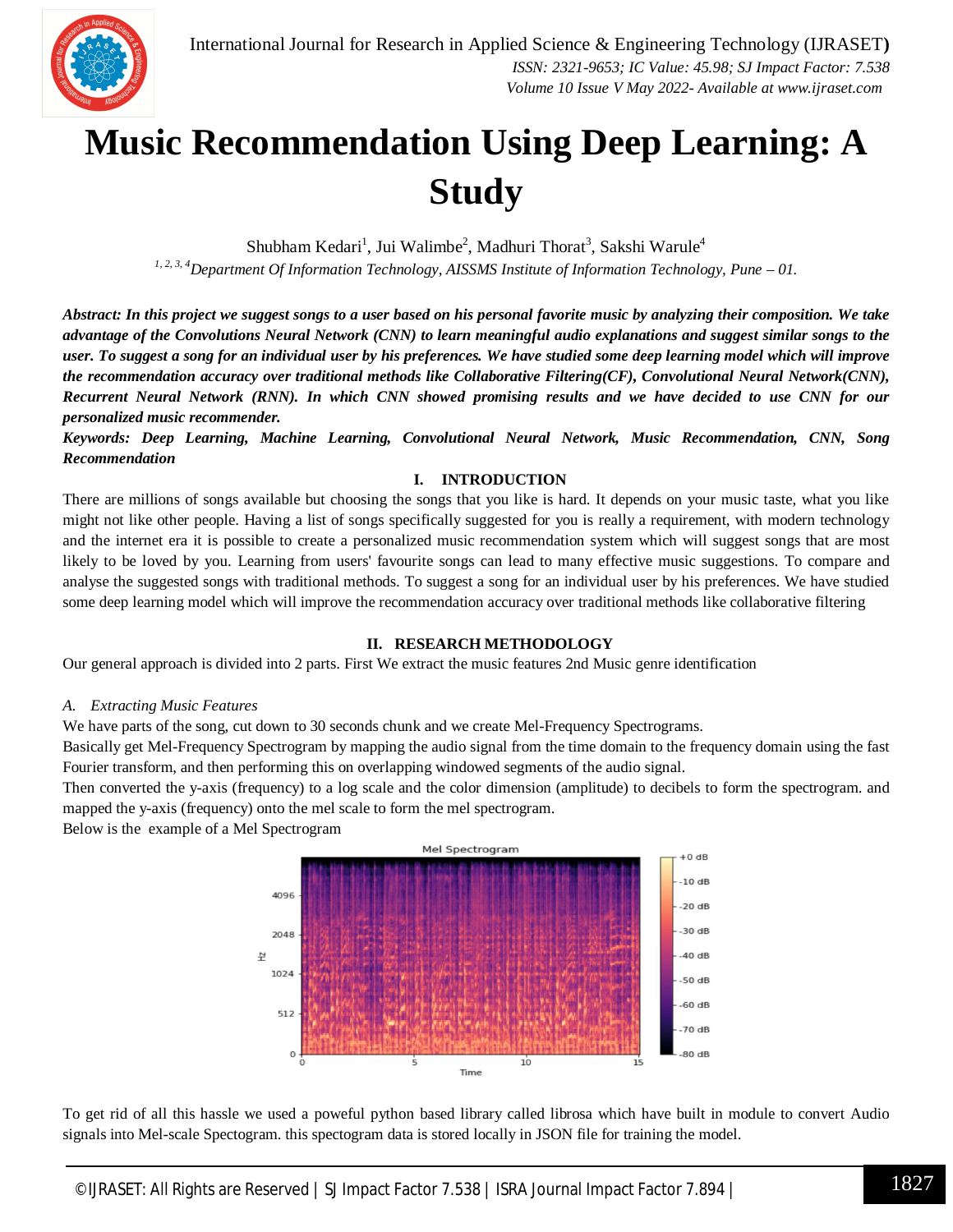# Music Recommendation Using Deep Learning: A Study

Shubham Kedari[1], Jui Walimbe[2], Madhuri Thorat[3], Sakshi Warule[4]

[1, 2, 3, 4]*Department Of Information Technology, AISSMS Institute of Information Technology, Pune – 01.*

***Abstract:** In this project we suggest songs to a user based on his personal favorite music by analyzing their composition. We take advantage of the Convolutions Neural Network (CNN) to learn meaningful audio explanations and suggest similar songs to the user. To suggest a song for an individual user by his preferences. We have studied some deep learning model which will improve the recommendation accuracy over traditional methods like Collaborative Filtering(CF), Convolutional Neural Network(CNN), Recurrent Neural Network (RNN). In which CNN showed promising results and we have decided to use CNN for our personalized music recommender.*

***Keywords:** Deep Learning, Machine Learning, Convolutional Neural Network, Music Recommendation, CNN, Song Recommendation*

## I. INTRODUCTION

There are millions of songs available but choosing the songs that you like is hard. It depends on your music taste, what you like might not like other people. Having a list of songs specifically suggested for you is really a requirement, with modern technology and the internet era it is possible to create a personalized music recommendation system which will suggest songs that are most likely to be loved by you. Learning from users' favourite songs can lead to many effective music suggestions. To compare and analyse the suggested songs with traditional methods. To suggest a song for an individual user by his preferences. We have studied some deep learning model which will improve the recommendation accuracy over traditional methods like collaborative filtering

## II. RESEARCH METHODOLOGY

Our general approach is divided into 2 parts. First We extract the music features 2nd Music genre identification

### *A. Extracting Music Features*

We have parts of the song, cut down to 30 seconds chunk and we create Mel-Frequency Spectrograms.

Basically get Mel-Frequency Spectrogram by mapping the audio signal from the time domain to the frequency domain using the fast Fourier transform, and then performing this on overlapping windowed segments of the audio signal.

Then converted the y-axis (frequency) to a log scale and the color dimension (amplitude) to decibels to form the spectrogram. and mapped the y-axis (frequency) onto the mel scale to form the mel spectrogram.

Below is the example of a Mel Spectrogram

Mel Spectrogram

Hz
4096
2048
1024
512
0

Time
0
5
10
15

+0 dB
-10 dB
-20 dB
-30 dB
-40 dB
-50 dB
-60 dB
-70 dB
-80 dB

To get rid of all this hassle we used a poweful python based library called librosa which have built in module to convert Audio signals into Mel-scale Spectogram. this spectogram data is stored locally in JSON file for training the model.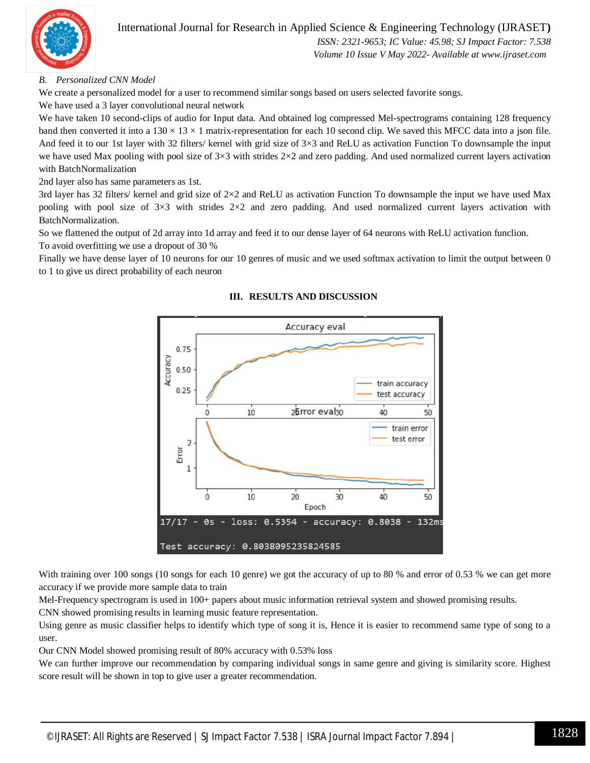### B. *Personalized CNN Model*

We create a personalized model for a user to recommend similar songs based on users selected favorite songs.

We have used a 3 layer convolutional neural network

We have taken 10 second-clips of audio for Input data. And obtained log compressed Mel-spectrograms containing 128 frequency band then converted it into a 130 × 13 × 1 matrix-representation for each 10 second clip. We saved this MFCC data into a json file. And feed it to our 1st layer with 32 filters/ kernel with grid size of 3×3 and ReLU as activation Function To downsample the input we have used Max pooling with pool size of 3×3 with strides 2×2 and zero padding. And used normalized current layers activation with BatchNormalization

2nd layer also has same parameters as 1st.

3rd layer has 32 filters/ kernel and grid size of 2×2 and ReLU as activation Function To downsample the input we have used Max pooling with pool size of 3×3 with strides 2×2 and zero padding. And used normalized current layers activation with BatchNormalization.

So we flattened the output of 2d array into 1d array and feed it to our dense layer of 64 neurons with ReLU activation funclion.

To avoid overfitting we use a dropout of 30 %

Finally we have dense layer of 10 neurons for our 10 genres of music and we used softmax activation to limit the output between 0 to 1 to give us direct probability of each neuron

## III. RESULTS AND DISCUSSION

```
17/17 - 0s - loss: 0.5354 - accuracy: 0.8038 - 132ms

Test accuracy: 0.8038095235824585
```

With training over 100 songs (10 songs for each 10 genre) we got the accuracy of up to 80 % and error of 0.53 % we can get more accuracy if we provide more sample data to train

Mel-Frequency spectrogram is used in 100+ papers about music information retrieval system and showed promising results.

CNN showed promising results in learning music feature representation.

Using genre as music classifier helps to identify which type of song it is, Hence it is easier to recommend same type of song to a user.

Our CNN Model showed promising result of 80% accuracy with 0.53% loss

We can further improve our recommendation by comparing individual songs in same genre and giving is similarity score. Highest score result will be shown in top to give user a greater recommendation.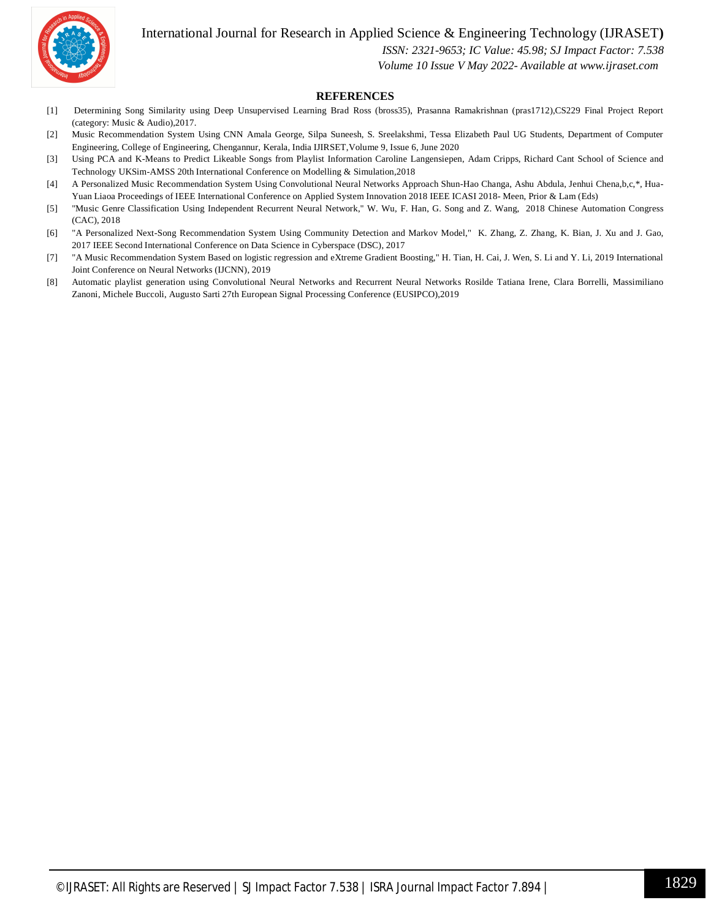## REFERENCES

[1] Determining Song Similarity using Deep Unsupervised Learning Brad Ross (bross35), Prasanna Ramakrishnan (pras1712),CS229 Final Project Report (category: Music & Audio),2017.

[2] Music Recommendation System Using CNN Amala George, Silpa Suneesh, S. Sreelakshmi, Tessa Elizabeth Paul UG Students, Department of Computer Engineering, College of Engineering, Chengannur, Kerala, India IJIRSET,Volume 9, Issue 6, June 2020

[3] Using PCA and K-Means to Predict Likeable Songs from Playlist Information Caroline Langensiepen, Adam Cripps, Richard Cant School of Science and Technology UKSim-AMSS 20th International Conference on Modelling & Simulation,2018

[4] A Personalized Music Recommendation System Using Convolutional Neural Networks Approach Shun-Hao Changa, Ashu Abdula, Jenhui Chena,b,c,*, Hua-Yuan Liaoa Proceedings of IEEE International Conference on Applied System Innovation 2018 IEEE ICASI 2018- Meen, Prior & Lam (Eds)

[5] "Music Genre Classification Using Independent Recurrent Neural Network," W. Wu, F. Han, G. Song and Z. Wang, 2018 Chinese Automation Congress (CAC), 2018

[6] "A Personalized Next-Song Recommendation System Using Community Detection and Markov Model," K. Zhang, Z. Zhang, K. Bian, J. Xu and J. Gao, 2017 IEEE Second International Conference on Data Science in Cyberspace (DSC), 2017

[7] "A Music Recommendation System Based on logistic regression and eXtreme Gradient Boosting," H. Tian, H. Cai, J. Wen, S. Li and Y. Li, 2019 International Joint Conference on Neural Networks (IJCNN), 2019

[8] Automatic playlist generation using Convolutional Neural Networks and Recurrent Neural Networks Rosilde Tatiana Irene, Clara Borrelli, Massimiliano Zanoni, Michele Buccoli, Augusto Sarti 27th European Signal Processing Conference (EUSIPCO),2019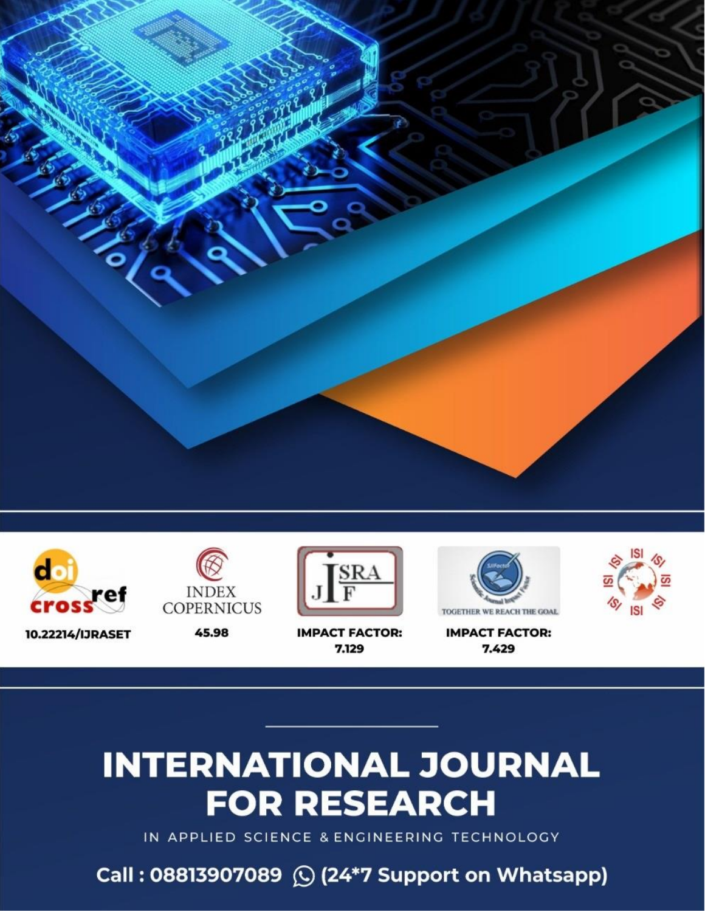10.22214/IJRASET

INDEX COPERNICUS

45.98

IMPACT FACTOR: 7.129

TOGETHER WE REACH THE GOAL

IMPACT FACTOR: 7.429

ISI

# INTERNATIONAL JOURNAL FOR RESEARCH

IN APPLIED SCIENCE & ENGINEERING TECHNOLOGY

**Call : 08813907089 (24*7 Support on Whatsapp)**